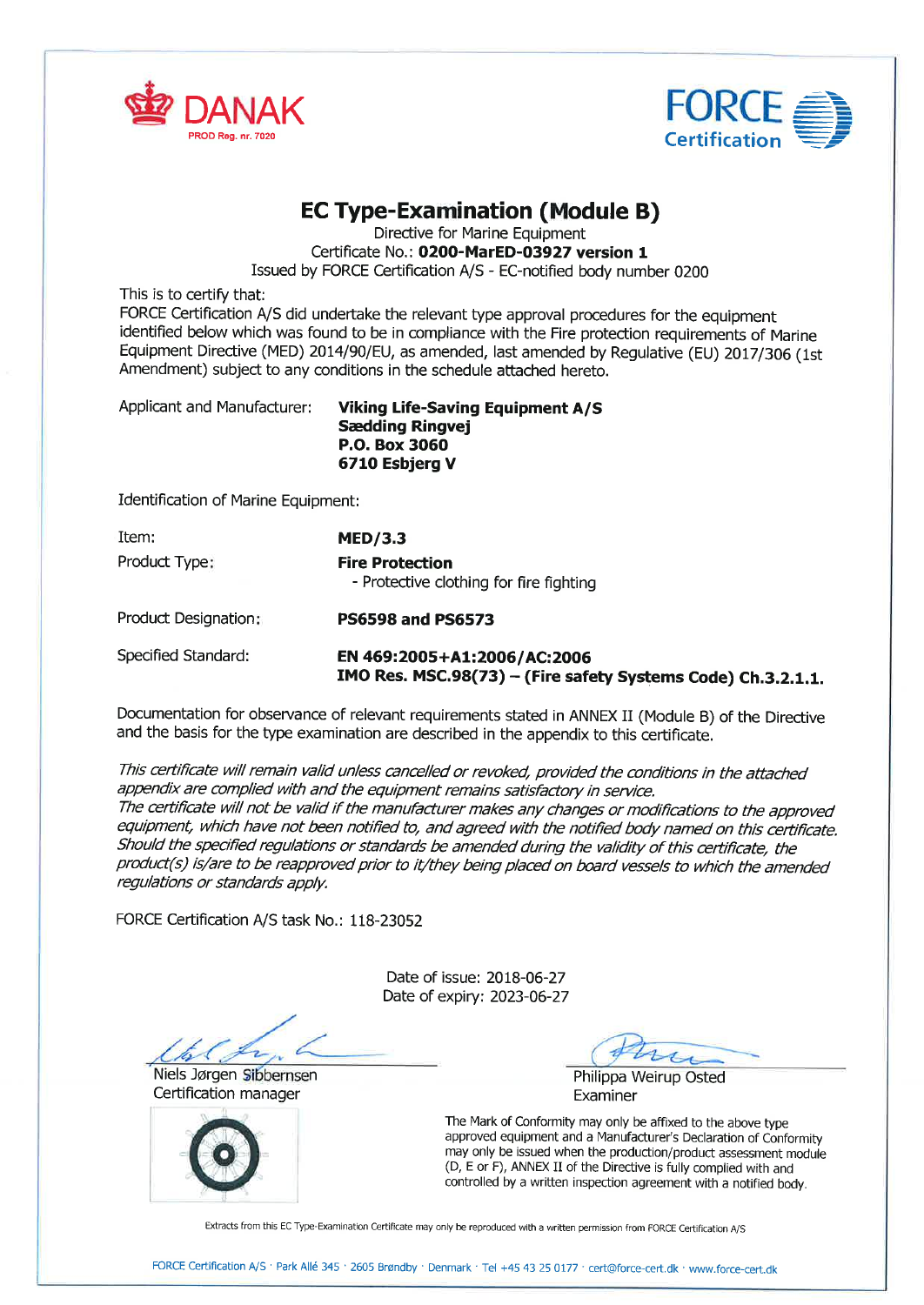DANAK
PROD Reg. nr. 7020

FORCE Certification

# EC Type-Examination (Module B)

Directive for Marine Equipment
Certificate No.: **0200-MarED-03927 version 1**
Issued by FORCE Certification A/S - EC-notified body number 0200

This is to certify that:
FORCE Certification A/S did undertake the relevant type approval procedures for the equipment identified below which was found to be in compliance with the Fire protection requirements of Marine Equipment Directive (MED) 2014/90/EU, as amended, last amended by Regulative (EU) 2017/306 (1st Amendment) subject to any conditions in the schedule attached hereto.

Applicant and Manufacturer: **Viking Life-Saving Equipment A/S**
**Sædding Ringvej**
**P.O. Box 3060**
**6710 Esbjerg V**

Identification of Marine Equipment:

Item: **MED/3.3**

Product Type: **Fire Protection**
- Protective clothing for fire fighting

Product Designation: **PS6598 and PS6573**

Specified Standard: **EN 469:2005+A1:2006/AC:2006**
**IMO Res. MSC.98(73) – (Fire safety Systems Code) Ch.3.2.1.1.**

Documentation for observance of relevant requirements stated in ANNEX II (Module B) of the Directive and the basis for the type examination are described in the appendix to this certificate.

*This certificate will remain valid unless cancelled or revoked, provided the conditions in the attached appendix are complied with and the equipment remains satisfactory in service.*
*The certificate will not be valid if the manufacturer makes any changes or modifications to the approved equipment, which have not been notified to, and agreed with the notified body named on this certificate. Should the specified regulations or standards be amended during the validity of this certificate, the product(s) is/are to be reapproved prior to it/they being placed on board vessels to which the amended regulations or standards apply.*

FORCE Certification A/S task No.: 118-23052

Date of issue: 2018-06-27
Date of expiry: 2023-06-27

Niels Jørgen Sibbernsen
Certification manager

Philippa Weirup Osted
Examiner

The Mark of Conformity may only be affixed to the above type approved equipment and a Manufacturer's Declaration of Conformity may only be issued when the production/product assessment module (D, E or F), ANNEX II of the Directive is fully complied with and controlled by a written inspection agreement with a notified body.

Extracts from this EC Type-Examination Certificate may only be reproduced with a written permission from FORCE Certification A/S

FORCE Certification A/S · Park Allé 345 · 2605 Brøndby · Denmark · Tel +45 43 25 0177 · cert@force-cert.dk · www.force-cert.dk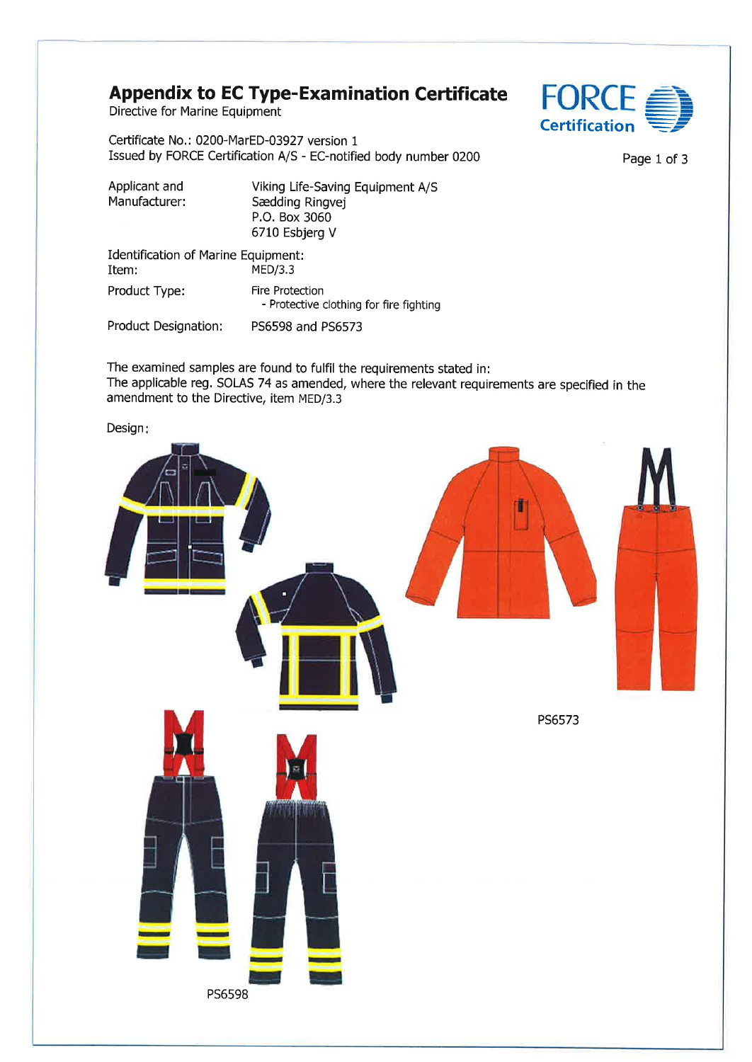# Appendix to EC Type-Examination Certificate

Directive for Marine Equipment

Certificate No.: 0200-MarED-03927 version 1
Issued by FORCE Certification A/S - EC-notified body number 0200

| | |
|---|---|
| Applicant and Manufacturer: | Viking Life-Saving Equipment A/S<br>Sædding Ringvej<br>P.O. Box 3060<br>6710 Esbjerg V |

Identification of Marine Equipment:

| | |
|---|---|
| Item: | MED/3.3 |
| Product Type: | Fire Protection<br>- Protective clothing for fire fighting |
| Product Designation: | PS6598 and PS6573 |

The examined samples are found to fulfil the requirements stated in:
The applicable reg. SOLAS 74 as amended, where the relevant requirements are specified in the amendment to the Directive, item MED/3.3

Design:

PS6573

PS6598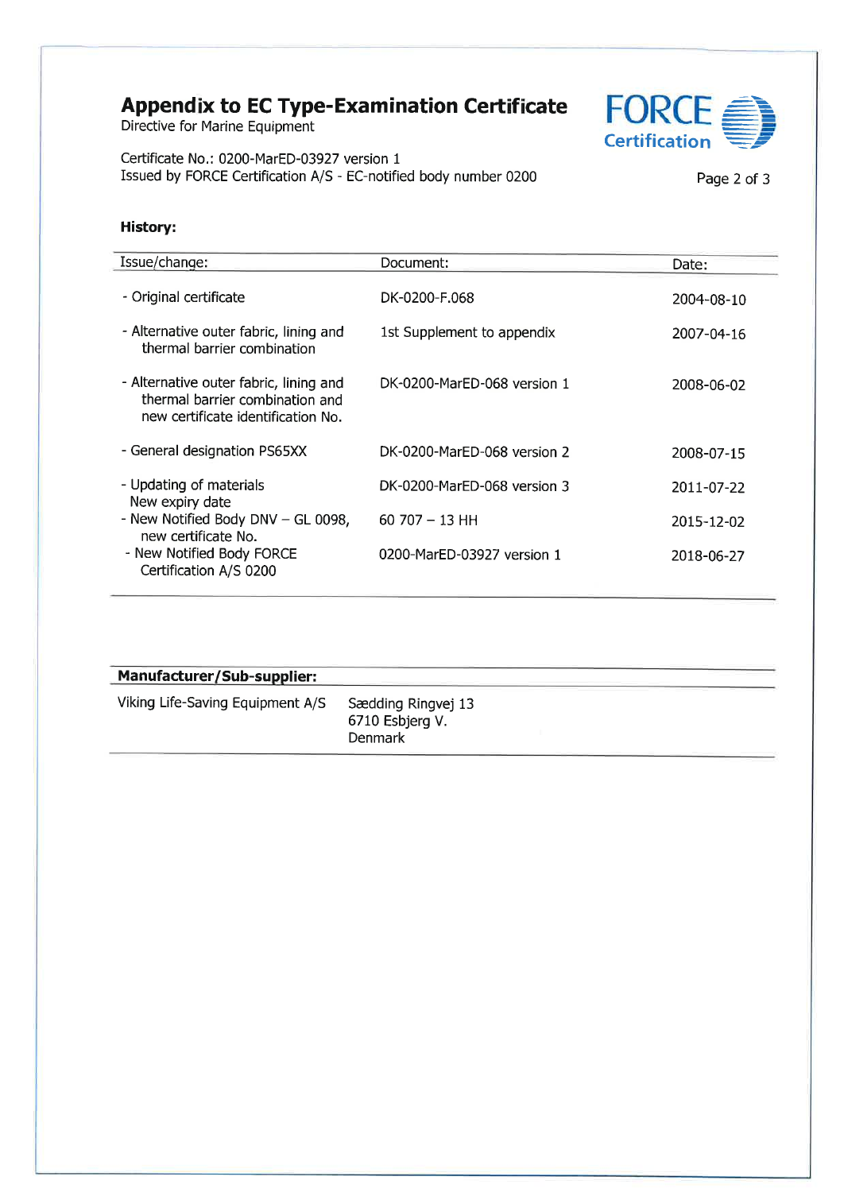# Appendix to EC Type-Examination Certificate

Directive for Marine Equipment

Certificate No.: 0200-MarED-03927 version 1
Issued by FORCE Certification A/S - EC-notified body number 0200

**History:**

| Issue/change: | Document: | Date: |
|---|---|---|
| - Original certificate | DK-0200-F.068 | 2004-08-10 |
| - Alternative outer fabric, lining and thermal barrier combination | 1st Supplement to appendix | 2007-04-16 |
| - Alternative outer fabric, lining and thermal barrier combination and new certificate identification No. | DK-0200-MarED-068 version 1 | 2008-06-02 |
| - General designation PS65XX | DK-0200-MarED-068 version 2 | 2008-07-15 |
| - Updating of materials New expiry date | DK-0200-MarED-068 version 3 | 2011-07-22 |
| - New Notified Body DNV – GL 0098, new certificate No. | 60 707 – 13 HH | 2015-12-02 |
| - New Notified Body FORCE Certification A/S 0200 | 0200-MarED-03927 version 1 | 2018-06-27 |

| Manufacturer/Sub-supplier: | |
|---|---|
| Viking Life-Saving Equipment A/S | Sædding Ringvej 13<br>6710 Esbjerg V.<br>Denmark |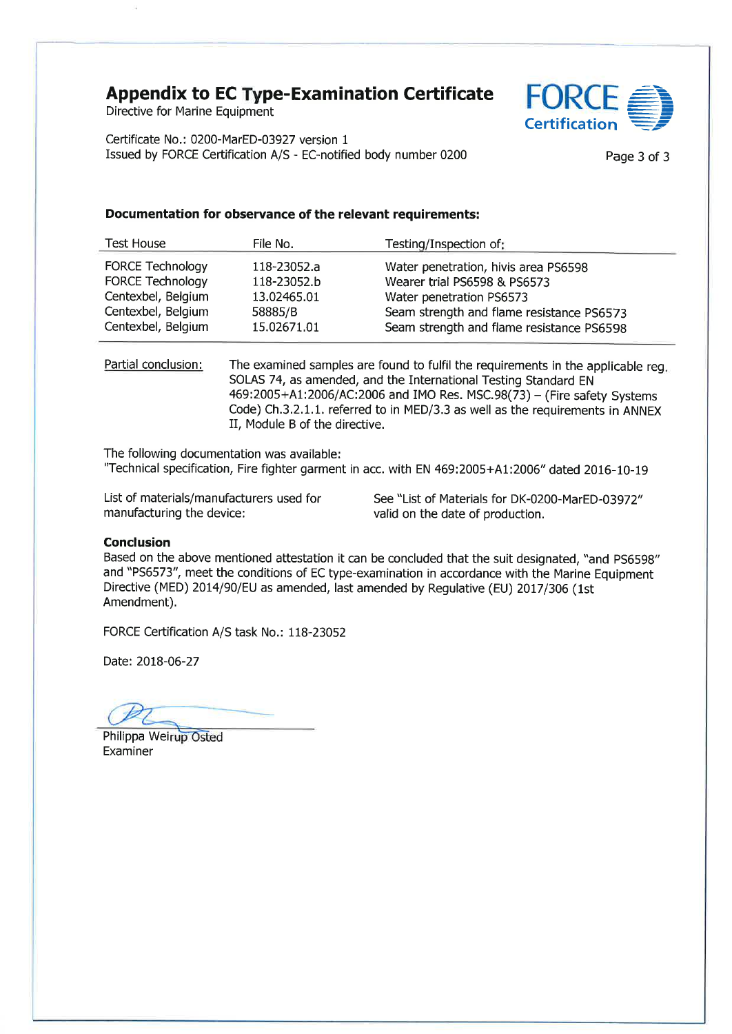# Appendix to EC Type-Examination Certificate

Directive for Marine Equipment

FORCE Certification

Certificate No.: 0200-MarED-03927 version 1
Issued by FORCE Certification A/S - EC-notified body number 0200

**Documentation for observance of the relevant requirements:**

| Test House | File No. | Testing/Inspection of: |
|---|---|---|
| FORCE Technology | 118-23052.a | Water penetration, hivis area PS6598 |
| FORCE Technology | 118-23052.b | Wearer trial PS6598 & PS6573 |
| Centexbel, Belgium | 13.02465.01 | Water penetration PS6573 |
| Centexbel, Belgium | 58885/B | Seam strength and flame resistance PS6573 |
| Centexbel, Belgium | 15.02671.01 | Seam strength and flame resistance PS6598 |

Partial conclusion: The examined samples are found to fulfil the requirements in the applicable reg. SOLAS 74, as amended, and the International Testing Standard EN 469:2005+A1:2006/AC:2006 and IMO Res. MSC.98(73) – (Fire safety Systems Code) Ch.3.2.1.1. referred to in MED/3.3 as well as the requirements in ANNEX II, Module B of the directive.

The following documentation was available:
"Technical specification, Fire fighter garment in acc. with EN 469:2005+A1:2006" dated 2016-10-19

| | |
|---|---|
| List of materials/manufacturers used for manufacturing the device: | See "List of Materials for DK-0200-MarED-03972" valid on the date of production. |

**Conclusion**
Based on the above mentioned attestation it can be concluded that the suit designated, "and PS6598" and "PS6573", meet the conditions of EC type-examination in accordance with the Marine Equipment Directive (MED) 2014/90/EU as amended, last amended by Regulative (EU) 2017/306 (1st Amendment).

FORCE Certification A/S task No.: 118-23052

Date: 2018-06-27

Philippa Weirup Østed
Examiner